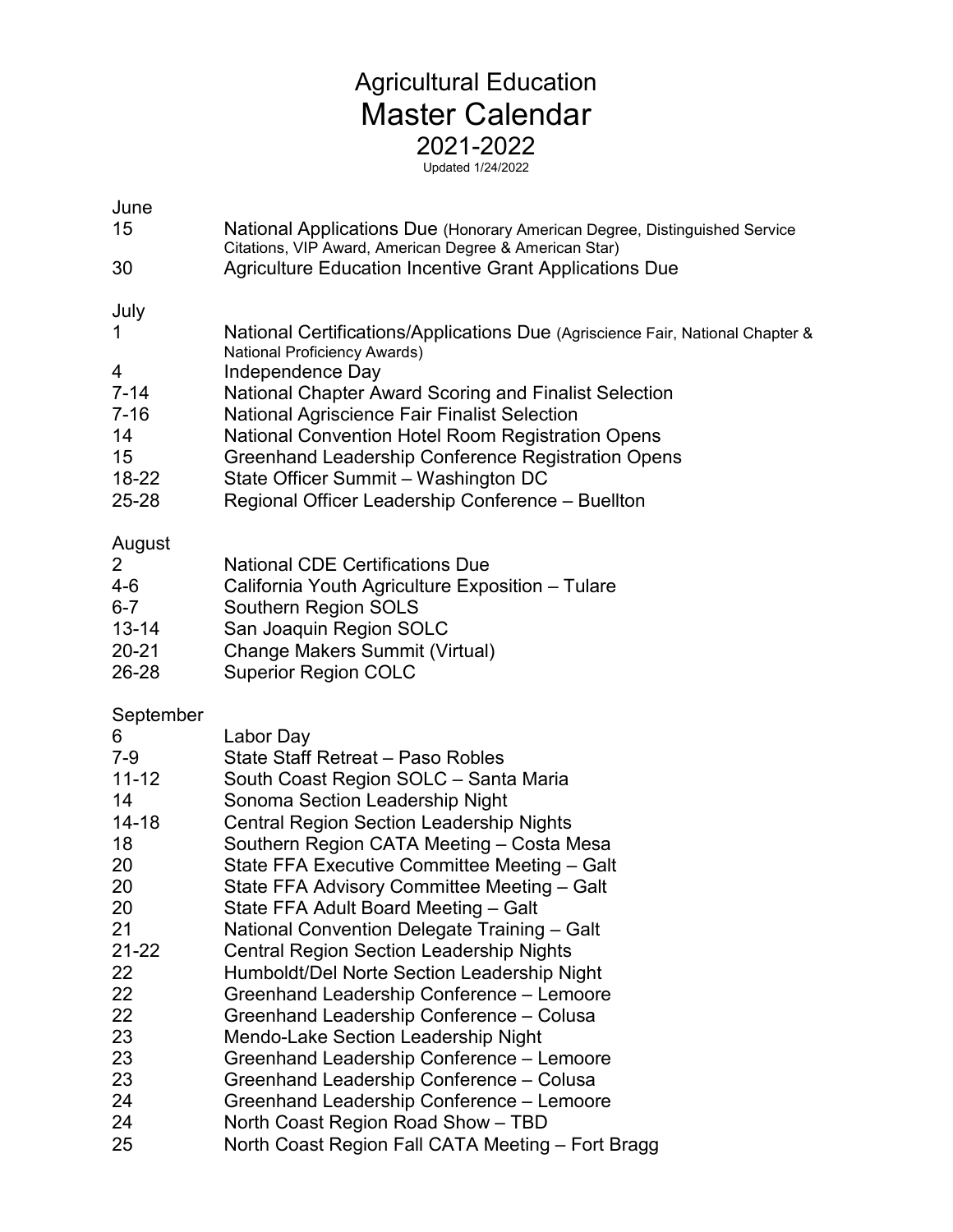# Agricultural Education
# Master Calendar
## 2021-2022

Updated 1/24/2022

### June

| | |
|---|---|
| 15 | National Applications Due (Honorary American Degree, Distinguished Service Citations, VIP Award, American Degree & American Star) |
| 30 | Agriculture Education Incentive Grant Applications Due |

### July

| | |
|---|---|
| 1 | National Certifications/Applications Due (Agriscience Fair, National Chapter & National Proficiency Awards) |
| 4 | Independence Day |
| 7-14 | National Chapter Award Scoring and Finalist Selection |
| 7-16 | National Agriscience Fair Finalist Selection |
| 14 | National Convention Hotel Room Registration Opens |
| 15 | Greenhand Leadership Conference Registration Opens |
| 18-22 | State Officer Summit – Washington DC |
| 25-28 | Regional Officer Leadership Conference – Buellton |

### August

| | |
|---|---|
| 2 | National CDE Certifications Due |
| 4-6 | California Youth Agriculture Exposition – Tulare |
| 6-7 | Southern Region SOLS |
| 13-14 | San Joaquin Region SOLC |
| 20-21 | Change Makers Summit (Virtual) |
| 26-28 | Superior Region COLC |

### September

| | |
|---|---|
| 6 | Labor Day |
| 7-9 | State Staff Retreat – Paso Robles |
| 11-12 | South Coast Region SOLC – Santa Maria |
| 14 | Sonoma Section Leadership Night |
| 14-18 | Central Region Section Leadership Nights |
| 18 | Southern Region CATA Meeting – Costa Mesa |
| 20 | State FFA Executive Committee Meeting – Galt |
| 20 | State FFA Advisory Committee Meeting – Galt |
| 20 | State FFA Adult Board Meeting – Galt |
| 21 | National Convention Delegate Training – Galt |
| 21-22 | Central Region Section Leadership Nights |
| 22 | Humboldt/Del Norte Section Leadership Night |
| 22 | Greenhand Leadership Conference – Lemoore |
| 22 | Greenhand Leadership Conference – Colusa |
| 23 | Mendo-Lake Section Leadership Night |
| 23 | Greenhand Leadership Conference – Lemoore |
| 23 | Greenhand Leadership Conference – Colusa |
| 24 | Greenhand Leadership Conference – Lemoore |
| 24 | North Coast Region Road Show – TBD |
| 25 | North Coast Region Fall CATA Meeting – Fort Bragg |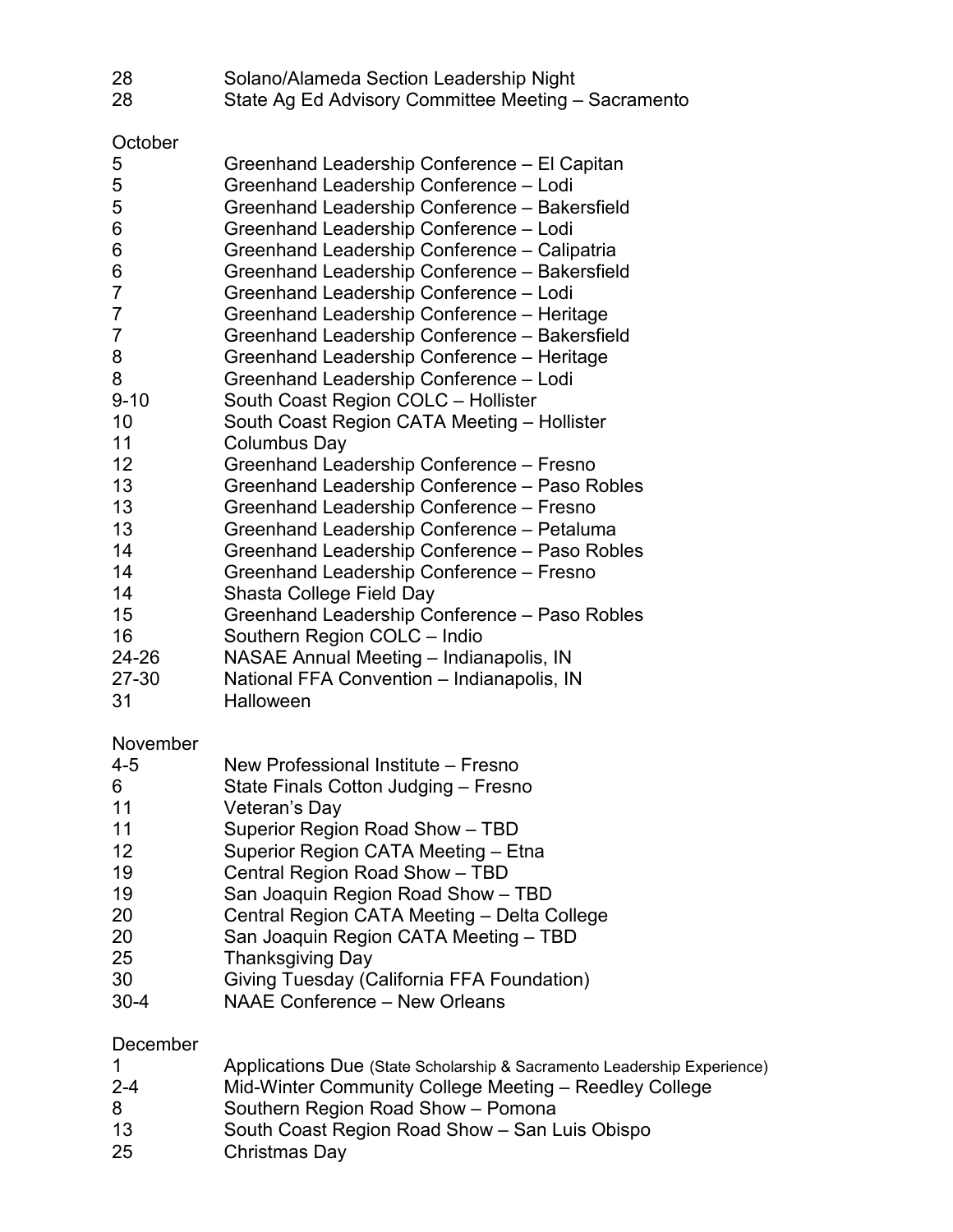| | |
|---|---|
| 28 | Solano/Alameda Section Leadership Night |
| 28 | State Ag Ed Advisory Committee Meeting – Sacramento |

October

| | |
|---|---|
| 5 | Greenhand Leadership Conference – El Capitan |
| 5 | Greenhand Leadership Conference – Lodi |
| 5 | Greenhand Leadership Conference – Bakersfield |
| 6 | Greenhand Leadership Conference – Lodi |
| 6 | Greenhand Leadership Conference – Calipatria |
| 6 | Greenhand Leadership Conference – Bakersfield |
| 7 | Greenhand Leadership Conference – Lodi |
| 7 | Greenhand Leadership Conference – Heritage |
| 7 | Greenhand Leadership Conference – Bakersfield |
| 8 | Greenhand Leadership Conference – Heritage |
| 8 | Greenhand Leadership Conference – Lodi |
| 9-10 | South Coast Region COLC – Hollister |
| 10 | South Coast Region CATA Meeting – Hollister |
| 11 | Columbus Day |
| 12 | Greenhand Leadership Conference – Fresno |
| 13 | Greenhand Leadership Conference – Paso Robles |
| 13 | Greenhand Leadership Conference – Fresno |
| 13 | Greenhand Leadership Conference – Petaluma |
| 14 | Greenhand Leadership Conference – Paso Robles |
| 14 | Greenhand Leadership Conference – Fresno |
| 14 | Shasta College Field Day |
| 15 | Greenhand Leadership Conference – Paso Robles |
| 16 | Southern Region COLC – Indio |
| 24-26 | NASAE Annual Meeting – Indianapolis, IN |
| 27-30 | National FFA Convention – Indianapolis, IN |
| 31 | Halloween |

November

| | |
|---|---|
| 4-5 | New Professional Institute – Fresno |
| 6 | State Finals Cotton Judging – Fresno |
| 11 | Veteran's Day |
| 11 | Superior Region Road Show – TBD |
| 12 | Superior Region CATA Meeting – Etna |
| 19 | Central Region Road Show – TBD |
| 19 | San Joaquin Region Road Show – TBD |
| 20 | Central Region CATA Meeting – Delta College |
| 20 | San Joaquin Region CATA Meeting – TBD |
| 25 | Thanksgiving Day |
| 30 | Giving Tuesday (California FFA Foundation) |
| 30-4 | NAAE Conference – New Orleans |

December

| | |
|---|---|
| 1 | Applications Due (State Scholarship & Sacramento Leadership Experience) |
| 2-4 | Mid-Winter Community College Meeting – Reedley College |
| 8 | Southern Region Road Show – Pomona |
| 13 | South Coast Region Road Show – San Luis Obispo |
| 25 | Christmas Day |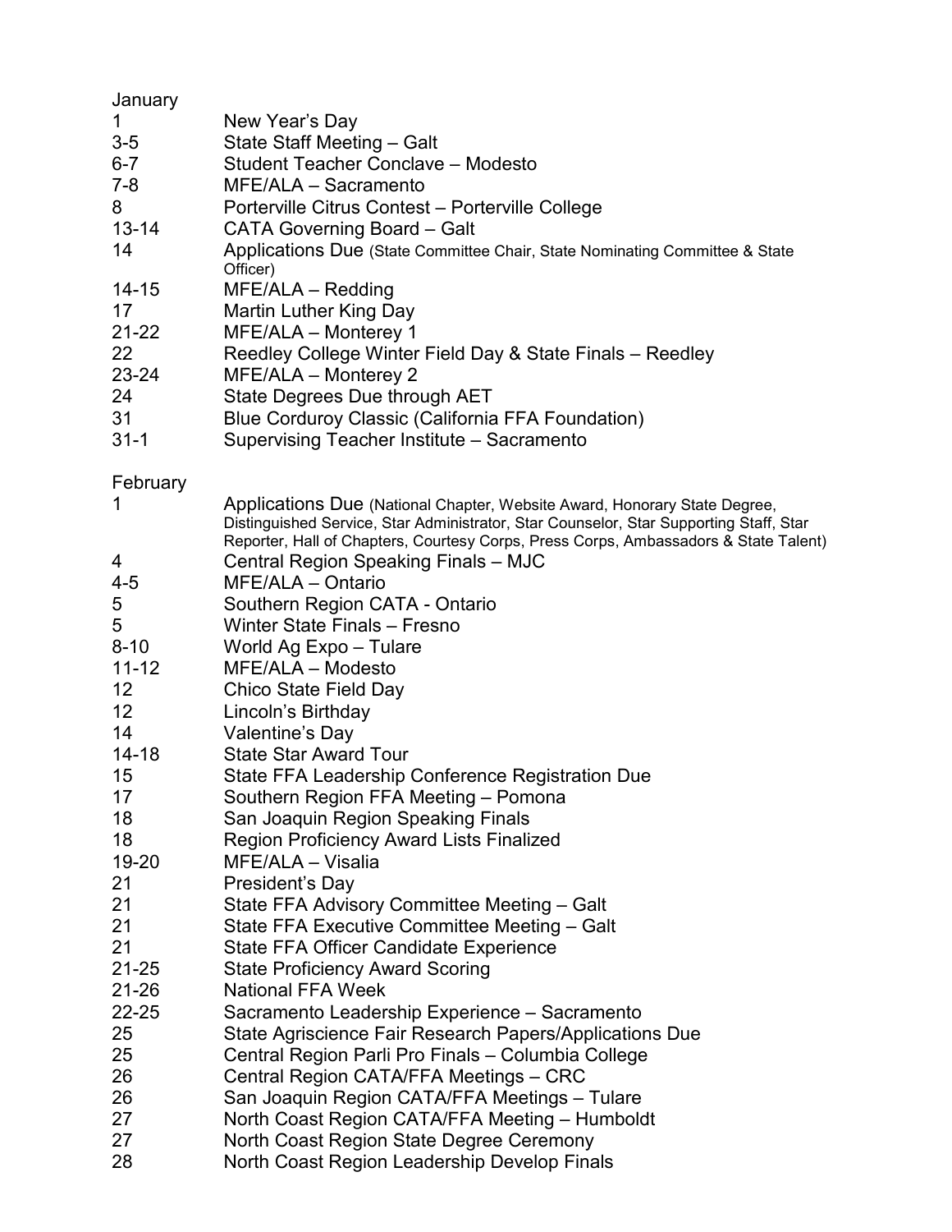## January

| | |
|---|---|
| 1 | New Year's Day |
| 3-5 | State Staff Meeting – Galt |
| 6-7 | Student Teacher Conclave – Modesto |
| 7-8 | MFE/ALA – Sacramento |
| 8 | Porterville Citrus Contest – Porterville College |
| 13-14 | CATA Governing Board – Galt |
| 14 | Applications Due (State Committee Chair, State Nominating Committee & State Officer) |
| 14-15 | MFE/ALA – Redding |
| 17 | Martin Luther King Day |
| 21-22 | MFE/ALA – Monterey 1 |
| 22 | Reedley College Winter Field Day & State Finals – Reedley |
| 23-24 | MFE/ALA – Monterey 2 |
| 24 | State Degrees Due through AET |
| 31 | Blue Corduroy Classic (California FFA Foundation) |
| 31-1 | Supervising Teacher Institute – Sacramento |

## February

| | |
|---|---|
| 1 | Applications Due (National Chapter, Website Award, Honorary State Degree, Distinguished Service, Star Administrator, Star Counselor, Star Supporting Staff, Star Reporter, Hall of Chapters, Courtesy Corps, Press Corps, Ambassadors & State Talent) |
| 4 | Central Region Speaking Finals – MJC |
| 4-5 | MFE/ALA – Ontario |
| 5 | Southern Region CATA - Ontario |
| 5 | Winter State Finals – Fresno |
| 8-10 | World Ag Expo – Tulare |
| 11-12 | MFE/ALA – Modesto |
| 12 | Chico State Field Day |
| 12 | Lincoln's Birthday |
| 14 | Valentine's Day |
| 14-18 | State Star Award Tour |
| 15 | State FFA Leadership Conference Registration Due |
| 17 | Southern Region FFA Meeting – Pomona |
| 18 | San Joaquin Region Speaking Finals |
| 18 | Region Proficiency Award Lists Finalized |
| 19-20 | MFE/ALA – Visalia |
| 21 | President's Day |
| 21 | State FFA Advisory Committee Meeting – Galt |
| 21 | State FFA Executive Committee Meeting – Galt |
| 21 | State FFA Officer Candidate Experience |
| 21-25 | State Proficiency Award Scoring |
| 21-26 | National FFA Week |
| 22-25 | Sacramento Leadership Experience – Sacramento |
| 25 | State Agriscience Fair Research Papers/Applications Due |
| 25 | Central Region Parli Pro Finals – Columbia College |
| 26 | Central Region CATA/FFA Meetings – CRC |
| 26 | San Joaquin Region CATA/FFA Meetings – Tulare |
| 27 | North Coast Region CATA/FFA Meeting – Humboldt |
| 27 | North Coast Region State Degree Ceremony |
| 28 | North Coast Region Leadership Develop Finals |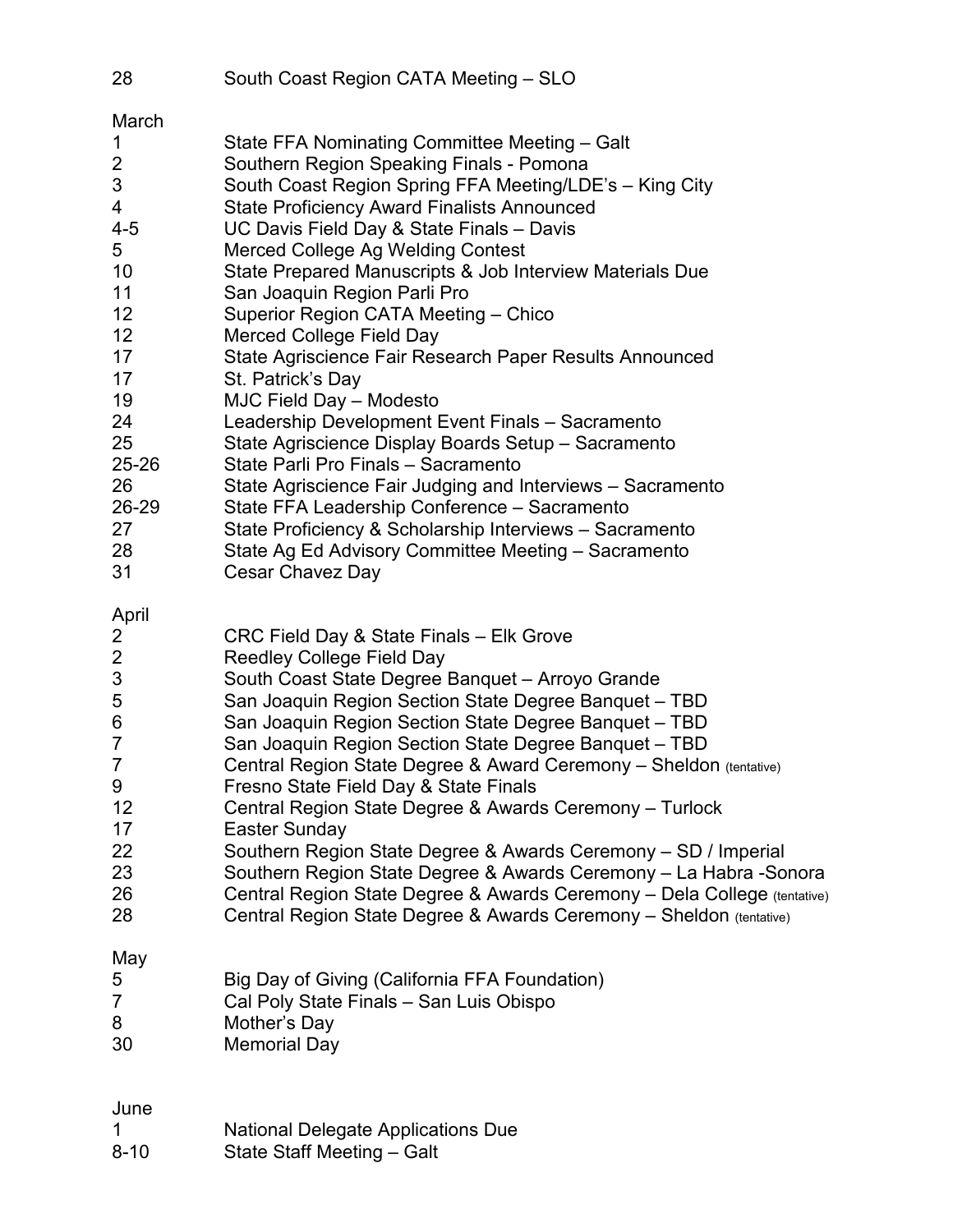28 South Coast Region CATA Meeting – SLO

March

| | |
|---|---|
| 1 | State FFA Nominating Committee Meeting – Galt |
| 2 | Southern Region Speaking Finals - Pomona |
| 3 | South Coast Region Spring FFA Meeting/LDE's – King City |
| 4 | State Proficiency Award Finalists Announced |
| 4-5 | UC Davis Field Day & State Finals – Davis |
| 5 | Merced College Ag Welding Contest |
| 10 | State Prepared Manuscripts & Job Interview Materials Due |
| 11 | San Joaquin Region Parli Pro |
| 12 | Superior Region CATA Meeting – Chico |
| 12 | Merced College Field Day |
| 17 | State Agriscience Fair Research Paper Results Announced |
| 17 | St. Patrick's Day |
| 19 | MJC Field Day – Modesto |
| 24 | Leadership Development Event Finals – Sacramento |
| 25 | State Agriscience Display Boards Setup – Sacramento |
| 25-26 | State Parli Pro Finals – Sacramento |
| 26 | State Agriscience Fair Judging and Interviews – Sacramento |
| 26-29 | State FFA Leadership Conference – Sacramento |
| 27 | State Proficiency & Scholarship Interviews – Sacramento |
| 28 | State Ag Ed Advisory Committee Meeting – Sacramento |
| 31 | Cesar Chavez Day |

April

| | |
|---|---|
| 2 | CRC Field Day & State Finals – Elk Grove |
| 2 | Reedley College Field Day |
| 3 | South Coast State Degree Banquet – Arroyo Grande |
| 5 | San Joaquin Region Section State Degree Banquet – TBD |
| 6 | San Joaquin Region Section State Degree Banquet – TBD |
| 7 | San Joaquin Region Section State Degree Banquet – TBD |
| 7 | Central Region State Degree & Award Ceremony – Sheldon (tentative) |
| 9 | Fresno State Field Day & State Finals |
| 12 | Central Region State Degree & Awards Ceremony – Turlock |
| 17 | Easter Sunday |
| 22 | Southern Region State Degree & Awards Ceremony – SD / Imperial |
| 23 | Southern Region State Degree & Awards Ceremony – La Habra -Sonora |
| 26 | Central Region State Degree & Awards Ceremony – Dela College (tentative) |
| 28 | Central Region State Degree & Awards Ceremony – Sheldon (tentative) |

May

| | |
|---|---|
| 5 | Big Day of Giving (California FFA Foundation) |
| 7 | Cal Poly State Finals – San Luis Obispo |
| 8 | Mother's Day |
| 30 | Memorial Day |

June

| | |
|---|---|
| 1 | National Delegate Applications Due |
| 8-10 | State Staff Meeting – Galt |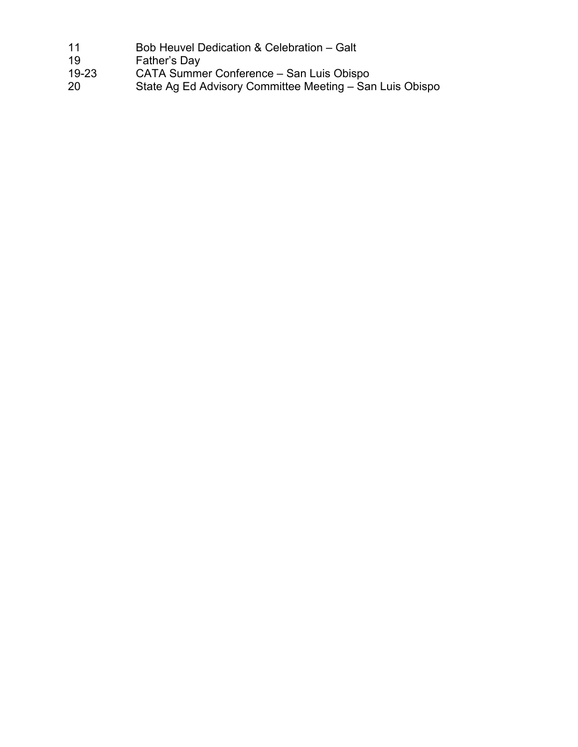| | |
|---|---|
| 11 | Bob Heuvel Dedication & Celebration – Galt |
| 19 | Father's Day |
| 19-23 | CATA Summer Conference – San Luis Obispo |
| 20 | State Ag Ed Advisory Committee Meeting – San Luis Obispo |